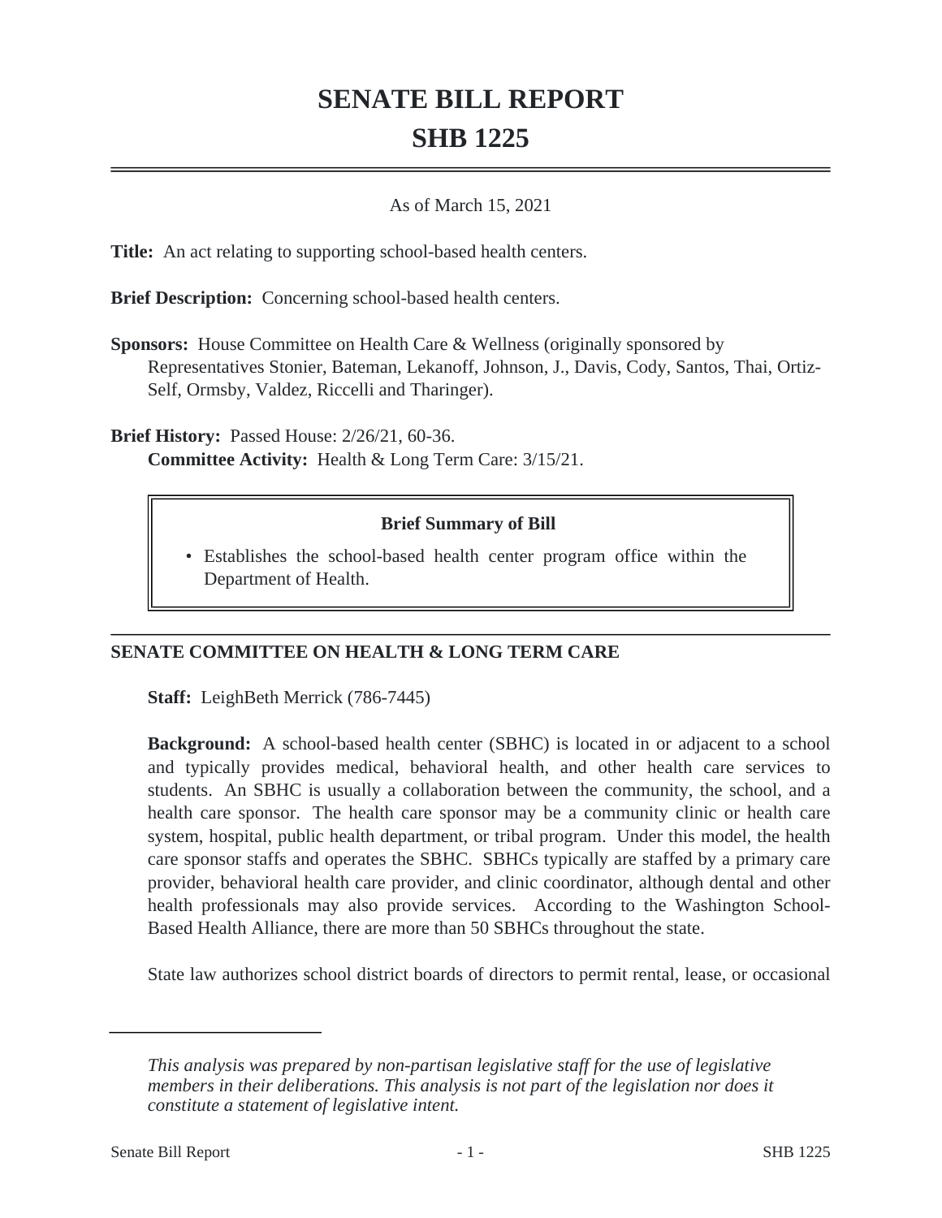# SENATE BILL REPORT

# SHB 1225

As of March 15, 2021

**Title:** An act relating to supporting school-based health centers.

**Brief Description:** Concerning school-based health centers.

**Sponsors:** House Committee on Health Care & Wellness (originally sponsored by Representatives Stonier, Bateman, Lekanoff, Johnson, J., Davis, Cody, Santos, Thai, Ortiz-Self, Ormsby, Valdez, Riccelli and Tharinger).

**Brief History:** Passed House: 2/26/21, 60-36.
**Committee Activity:** Health & Long Term Care: 3/15/21.

**Brief Summary of Bill**

- Establishes the school-based health center program office within the Department of Health.

## SENATE COMMITTEE ON HEALTH & LONG TERM CARE

**Staff:** LeighBeth Merrick (786-7445)

**Background:** A school-based health center (SBHC) is located in or adjacent to a school and typically provides medical, behavioral health, and other health care services to students. An SBHC is usually a collaboration between the community, the school, and a health care sponsor. The health care sponsor may be a community clinic or health care system, hospital, public health department, or tribal program. Under this model, the health care sponsor staffs and operates the SBHC. SBHCs typically are staffed by a primary care provider, behavioral health care provider, and clinic coordinator, although dental and other health professionals may also provide services. According to the Washington School-Based Health Alliance, there are more than 50 SBHCs throughout the state.

State law authorizes school district boards of directors to permit rental, lease, or occasional

*This analysis was prepared by non-partisan legislative staff for the use of legislative members in their deliberations. This analysis is not part of the legislation nor does it constitute a statement of legislative intent.*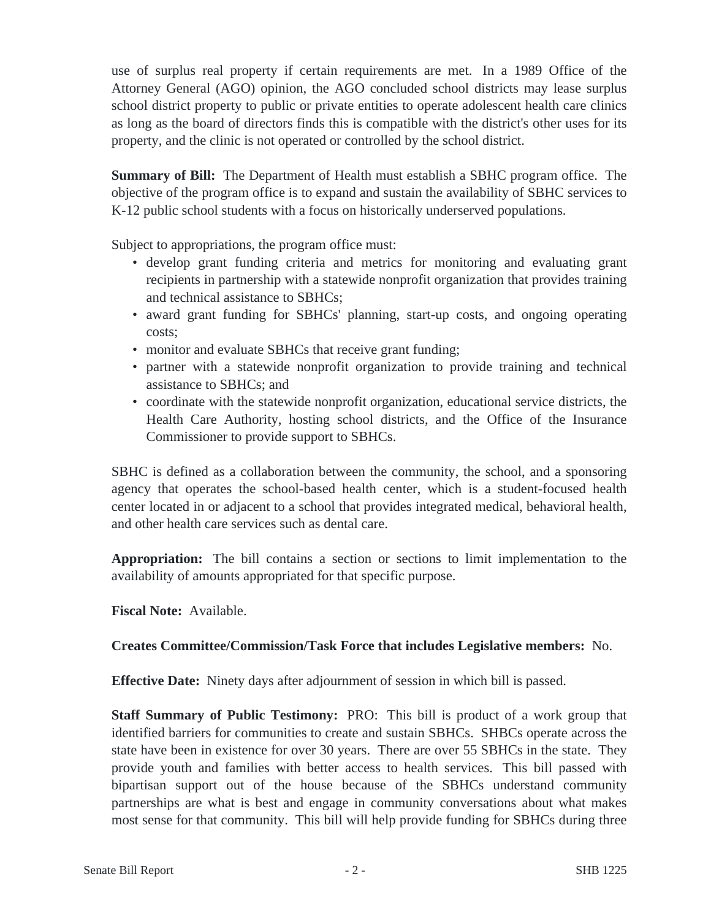use of surplus real property if certain requirements are met. In a 1989 Office of the Attorney General (AGO) opinion, the AGO concluded school districts may lease surplus school district property to public or private entities to operate adolescent health care clinics as long as the board of directors finds this is compatible with the district's other uses for its property, and the clinic is not operated or controlled by the school district.

**Summary of Bill:** The Department of Health must establish a SBHC program office. The objective of the program office is to expand and sustain the availability of SBHC services to K-12 public school students with a focus on historically underserved populations.

Subject to appropriations, the program office must:

- develop grant funding criteria and metrics for monitoring and evaluating grant recipients in partnership with a statewide nonprofit organization that provides training and technical assistance to SBHCs;
- award grant funding for SBHCs' planning, start-up costs, and ongoing operating costs;
- monitor and evaluate SBHCs that receive grant funding;
- partner with a statewide nonprofit organization to provide training and technical assistance to SBHCs; and
- coordinate with the statewide nonprofit organization, educational service districts, the Health Care Authority, hosting school districts, and the Office of the Insurance Commissioner to provide support to SBHCs.

SBHC is defined as a collaboration between the community, the school, and a sponsoring agency that operates the school-based health center, which is a student-focused health center located in or adjacent to a school that provides integrated medical, behavioral health, and other health care services such as dental care.

**Appropriation:** The bill contains a section or sections to limit implementation to the availability of amounts appropriated for that specific purpose.

**Fiscal Note:** Available.

**Creates Committee/Commission/Task Force that includes Legislative members:** No.

**Effective Date:** Ninety days after adjournment of session in which bill is passed.

**Staff Summary of Public Testimony:** PRO: This bill is product of a work group that identified barriers for communities to create and sustain SBHCs. SHBCs operate across the state have been in existence for over 30 years. There are over 55 SBHCs in the state. They provide youth and families with better access to health services. This bill passed with bipartisan support out of the house because of the SBHCs understand community partnerships are what is best and engage in community conversations about what makes most sense for that community. This bill will help provide funding for SBHCs during three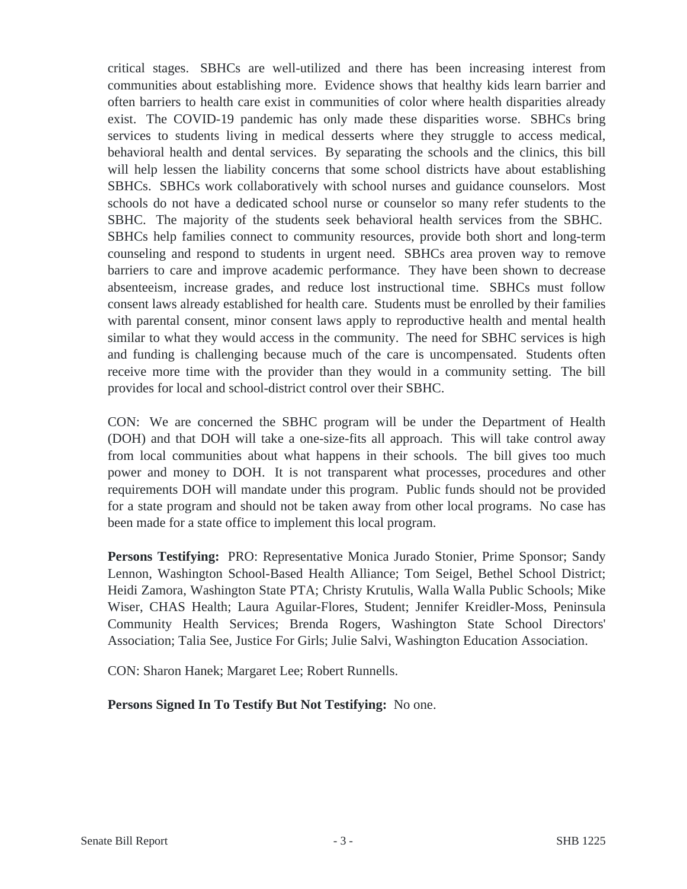critical stages. SBHCs are well-utilized and there has been increasing interest from communities about establishing more. Evidence shows that healthy kids learn barrier and often barriers to health care exist in communities of color where health disparities already exist. The COVID-19 pandemic has only made these disparities worse. SBHCs bring services to students living in medical desserts where they struggle to access medical, behavioral health and dental services. By separating the schools and the clinics, this bill will help lessen the liability concerns that some school districts have about establishing SBHCs. SBHCs work collaboratively with school nurses and guidance counselors. Most schools do not have a dedicated school nurse or counselor so many refer students to the SBHC. The majority of the students seek behavioral health services from the SBHC. SBHCs help families connect to community resources, provide both short and long-term counseling and respond to students in urgent need. SBHCs area proven way to remove barriers to care and improve academic performance. They have been shown to decrease absenteeism, increase grades, and reduce lost instructional time. SBHCs must follow consent laws already established for health care. Students must be enrolled by their families with parental consent, minor consent laws apply to reproductive health and mental health similar to what they would access in the community. The need for SBHC services is high and funding is challenging because much of the care is uncompensated. Students often receive more time with the provider than they would in a community setting. The bill provides for local and school-district control over their SBHC.

CON: We are concerned the SBHC program will be under the Department of Health (DOH) and that DOH will take a one-size-fits all approach. This will take control away from local communities about what happens in their schools. The bill gives too much power and money to DOH. It is not transparent what processes, procedures and other requirements DOH will mandate under this program. Public funds should not be provided for a state program and should not be taken away from other local programs. No case has been made for a state office to implement this local program.

**Persons Testifying:** PRO: Representative Monica Jurado Stonier, Prime Sponsor; Sandy Lennon, Washington School-Based Health Alliance; Tom Seigel, Bethel School District; Heidi Zamora, Washington State PTA; Christy Krutulis, Walla Walla Public Schools; Mike Wiser, CHAS Health; Laura Aguilar-Flores, Student; Jennifer Kreidler-Moss, Peninsula Community Health Services; Brenda Rogers, Washington State School Directors' Association; Talia See, Justice For Girls; Julie Salvi, Washington Education Association.

CON: Sharon Hanek; Margaret Lee; Robert Runnells.

**Persons Signed In To Testify But Not Testifying:** No one.